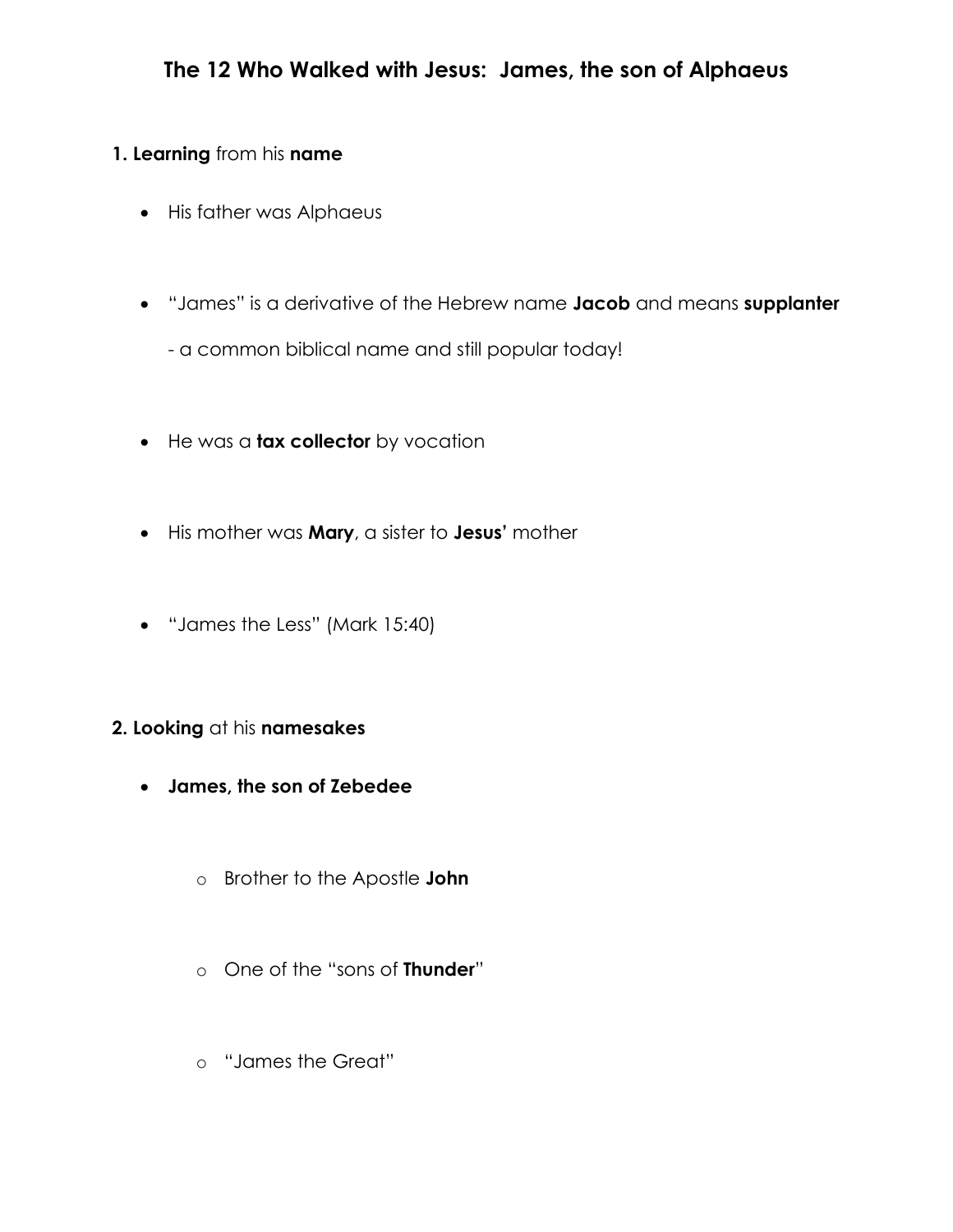# The 12 Who Walked with Jesus: James, the son of Alphaeus

**1. Learning** from his **name**

- His father was Alphaeus

- "James" is a derivative of the Hebrew name **Jacob** and means **supplanter**

  - a common biblical name and still popular today!

- He was a **tax collector** by vocation

- His mother was **Mary**, a sister to **Jesus'** mother

- "James the Less" (Mark 15:40)

**2. Looking** at his **namesakes**

- **James, the son of Zebedee**

  - Brother to the Apostle **John**

  - One of the "sons of **Thunder**"

  - "James the Great"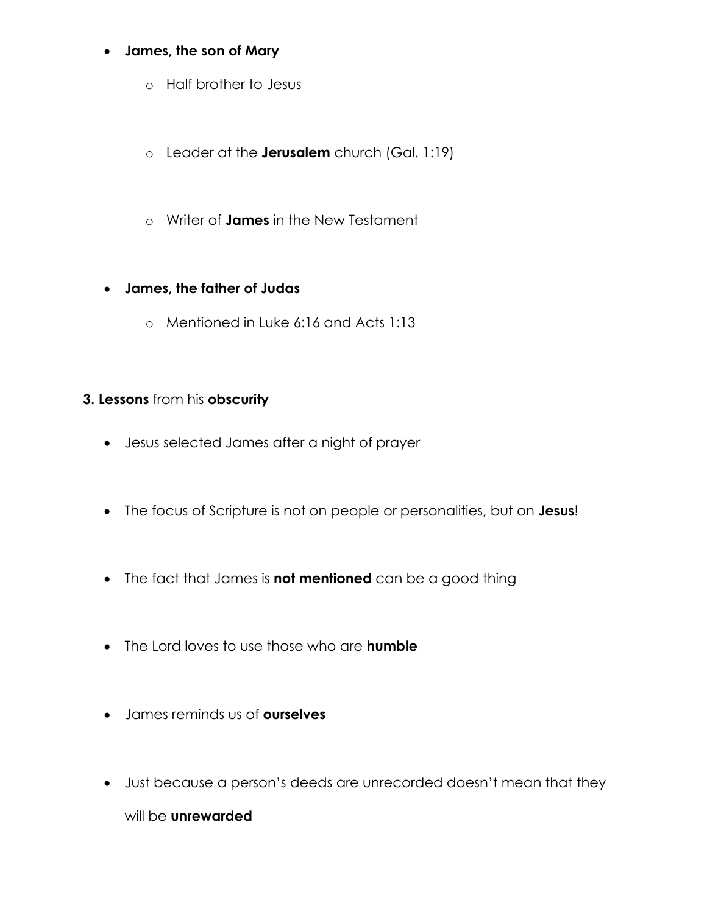- **James, the son of Mary**
  - Half brother to Jesus
  - Leader at the **Jerusalem** church (Gal. 1:19)
  - Writer of **James** in the New Testament
- **James, the father of Judas**
  - Mentioned in Luke 6:16 and Acts 1:13

**3. Lessons** from his **obscurity**

- Jesus selected James after a night of prayer
- The focus of Scripture is not on people or personalities, but on **Jesus**!
- The fact that James is **not mentioned** can be a good thing
- The Lord loves to use those who are **humble**
- James reminds us of **ourselves**
- Just because a person's deeds are unrecorded doesn't mean that they will be **unrewarded**